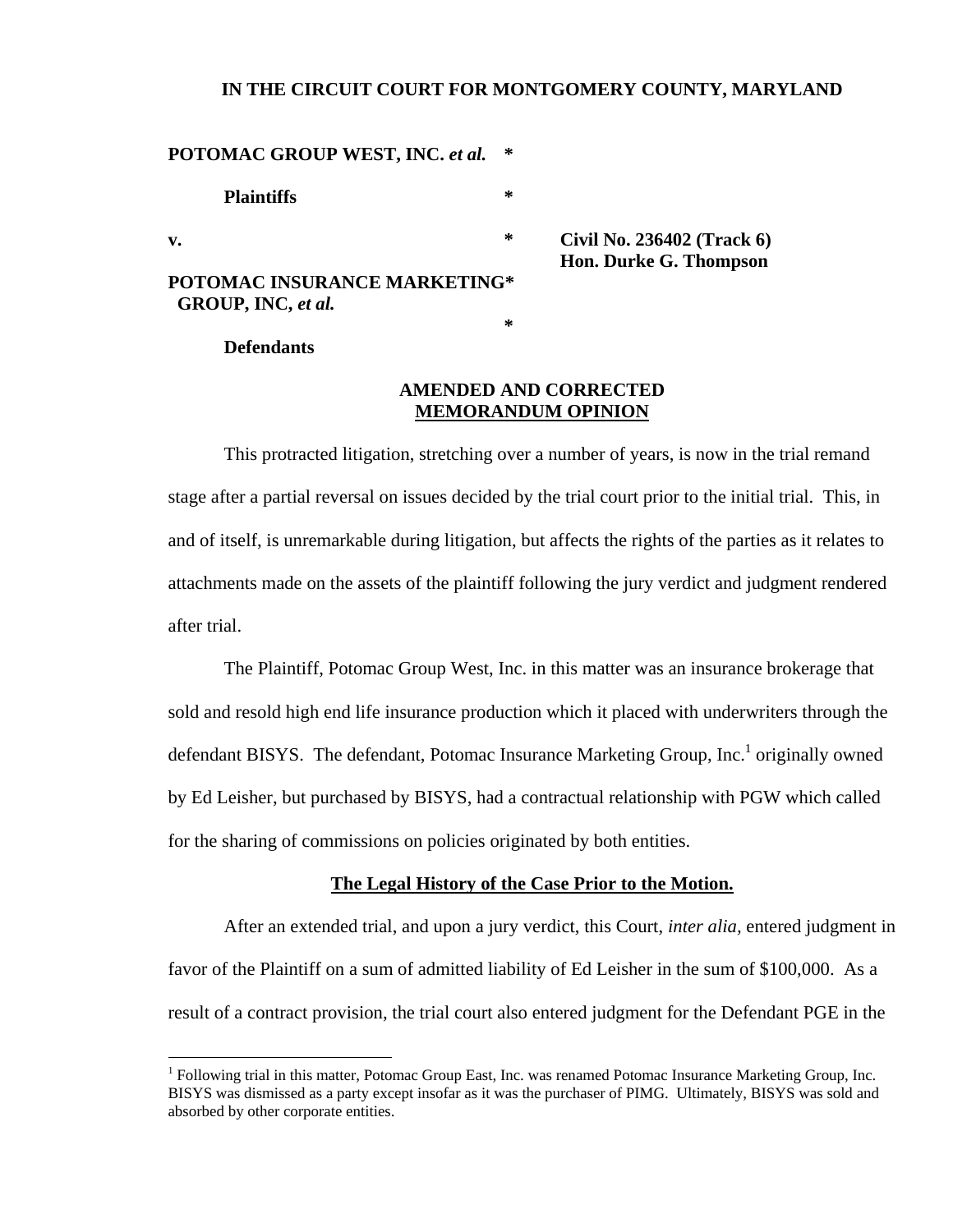**IN THE CIRCUIT COURT FOR MONTGOMERY COUNTY, MARYLAND**

**POTOMAC GROUP WEST, INC. *et al.*** *

**Plaintiffs** *

**v.** * **Civil No. 236402 (Track 6)**
**Hon. Durke G. Thompson**

**POTOMAC INSURANCE MARKETING*
GROUP, INC, *et al.***
*

**Defendants**

**AMENDED AND CORRECTED**
**MEMORANDUM OPINION**

This protracted litigation, stretching over a number of years, is now in the trial remand stage after a partial reversal on issues decided by the trial court prior to the initial trial. This, in and of itself, is unremarkable during litigation, but affects the rights of the parties as it relates to attachments made on the assets of the plaintiff following the jury verdict and judgment rendered after trial.

The Plaintiff, Potomac Group West, Inc. in this matter was an insurance brokerage that sold and resold high end life insurance production which it placed with underwriters through the defendant BISYS. The defendant, Potomac Insurance Marketing Group, Inc.[1] originally owned by Ed Leisher, but purchased by BISYS, had a contractual relationship with PGW which called for the sharing of commissions on policies originated by both entities.

**The Legal History of the Case Prior to the Motion.**

After an extended trial, and upon a jury verdict, this Court, *inter alia,* entered judgment in favor of the Plaintiff on a sum of admitted liability of Ed Leisher in the sum of $100,000. As a result of a contract provision, the trial court also entered judgment for the Defendant PGE in the

[1] Following trial in this matter, Potomac Group East, Inc. was renamed Potomac Insurance Marketing Group, Inc. BISYS was dismissed as a party except insofar as it was the purchaser of PIMG. Ultimately, BISYS was sold and absorbed by other corporate entities.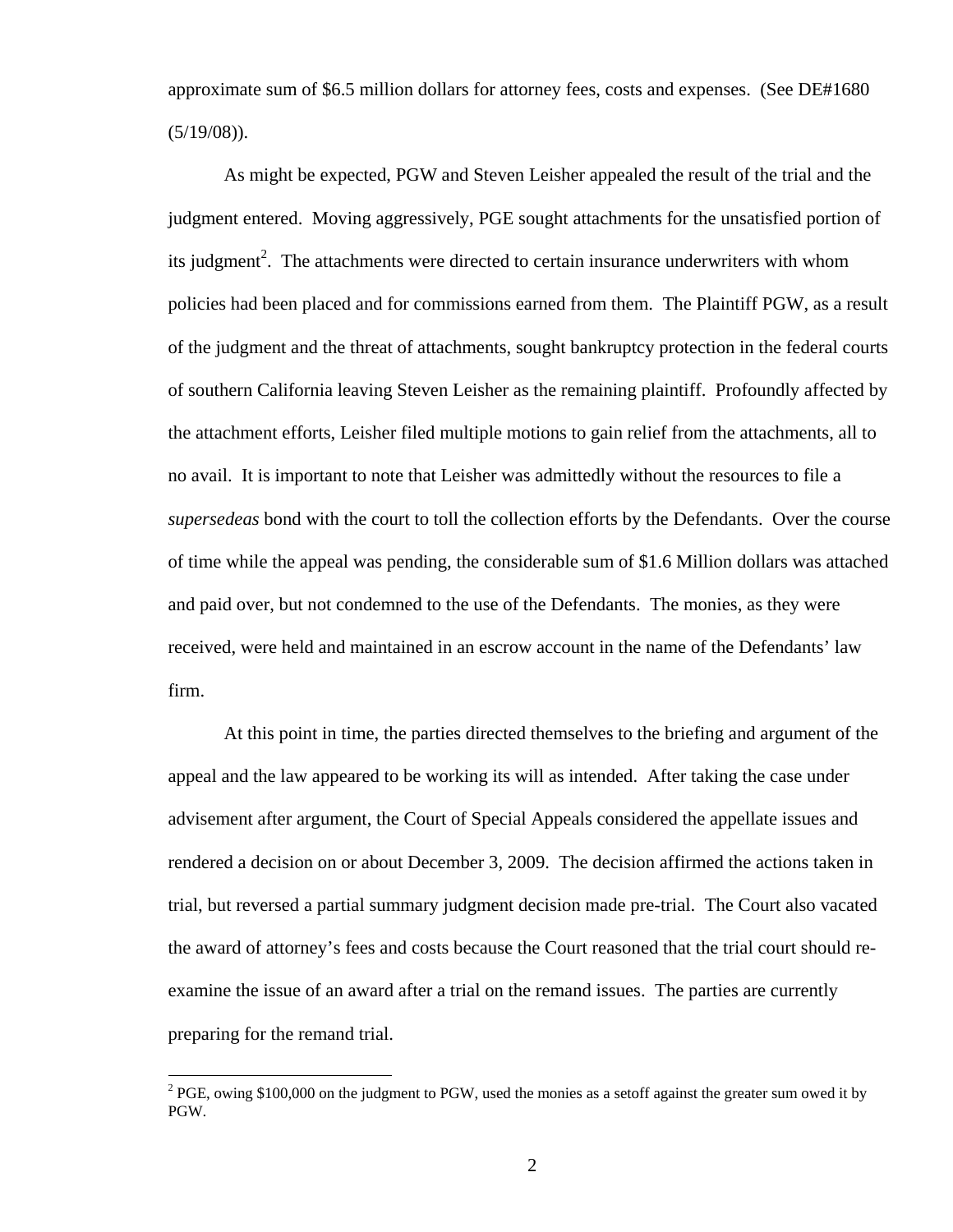approximate sum of $6.5 million dollars for attorney fees, costs and expenses. (See DE#1680 (5/19/08)).

As might be expected, PGW and Steven Leisher appealed the result of the trial and the judgment entered. Moving aggressively, PGE sought attachments for the unsatisfied portion of its judgment[2]. The attachments were directed to certain insurance underwriters with whom policies had been placed and for commissions earned from them. The Plaintiff PGW, as a result of the judgment and the threat of attachments, sought bankruptcy protection in the federal courts of southern California leaving Steven Leisher as the remaining plaintiff. Profoundly affected by the attachment efforts, Leisher filed multiple motions to gain relief from the attachments, all to no avail. It is important to note that Leisher was admittedly without the resources to file a *supersedeas* bond with the court to toll the collection efforts by the Defendants. Over the course of time while the appeal was pending, the considerable sum of $1.6 Million dollars was attached and paid over, but not condemned to the use of the Defendants. The monies, as they were received, were held and maintained in an escrow account in the name of the Defendants' law firm.

At this point in time, the parties directed themselves to the briefing and argument of the appeal and the law appeared to be working its will as intended. After taking the case under advisement after argument, the Court of Special Appeals considered the appellate issues and rendered a decision on or about December 3, 2009. The decision affirmed the actions taken in trial, but reversed a partial summary judgment decision made pre-trial. The Court also vacated the award of attorney's fees and costs because the Court reasoned that the trial court should re-examine the issue of an award after a trial on the remand issues. The parties are currently preparing for the remand trial.

[2] PGE, owing $100,000 on the judgment to PGW, used the monies as a setoff against the greater sum owed it by PGW.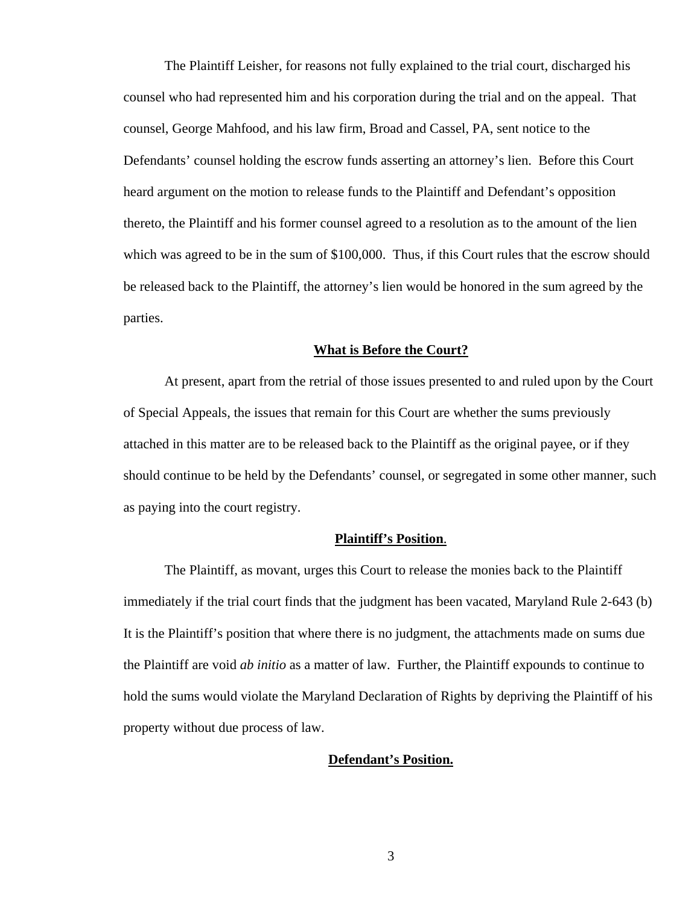The Plaintiff Leisher, for reasons not fully explained to the trial court, discharged his counsel who had represented him and his corporation during the trial and on the appeal. That counsel, George Mahfood, and his law firm, Broad and Cassel, PA, sent notice to the Defendants' counsel holding the escrow funds asserting an attorney's lien. Before this Court heard argument on the motion to release funds to the Plaintiff and Defendant's opposition thereto, the Plaintiff and his former counsel agreed to a resolution as to the amount of the lien which was agreed to be in the sum of $100,000. Thus, if this Court rules that the escrow should be released back to the Plaintiff, the attorney's lien would be honored in the sum agreed by the parties.

**What is Before the Court?**

At present, apart from the retrial of those issues presented to and ruled upon by the Court of Special Appeals, the issues that remain for this Court are whether the sums previously attached in this matter are to be released back to the Plaintiff as the original payee, or if they should continue to be held by the Defendants' counsel, or segregated in some other manner, such as paying into the court registry.

**Plaintiff's Position**.

The Plaintiff, as movant, urges this Court to release the monies back to the Plaintiff immediately if the trial court finds that the judgment has been vacated, Maryland Rule 2-643 (b) It is the Plaintiff's position that where there is no judgment, the attachments made on sums due the Plaintiff are void *ab initio* as a matter of law. Further, the Plaintiff expounds to continue to hold the sums would violate the Maryland Declaration of Rights by depriving the Plaintiff of his property without due process of law.

**Defendant's Position.**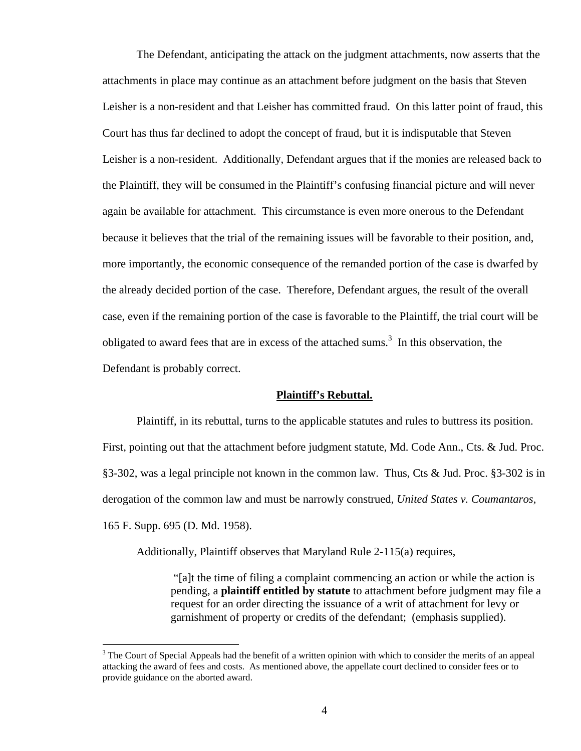The Defendant, anticipating the attack on the judgment attachments, now asserts that the attachments in place may continue as an attachment before judgment on the basis that Steven Leisher is a non-resident and that Leisher has committed fraud. On this latter point of fraud, this Court has thus far declined to adopt the concept of fraud, but it is indisputable that Steven Leisher is a non-resident. Additionally, Defendant argues that if the monies are released back to the Plaintiff, they will be consumed in the Plaintiff's confusing financial picture and will never again be available for attachment. This circumstance is even more onerous to the Defendant because it believes that the trial of the remaining issues will be favorable to their position, and, more importantly, the economic consequence of the remanded portion of the case is dwarfed by the already decided portion of the case. Therefore, Defendant argues, the result of the overall case, even if the remaining portion of the case is favorable to the Plaintiff, the trial court will be obligated to award fees that are in excess of the attached sums.[3] In this observation, the Defendant is probably correct.

**Plaintiff's Rebuttal.**

Plaintiff, in its rebuttal, turns to the applicable statutes and rules to buttress its position. First, pointing out that the attachment before judgment statute, Md. Code Ann., Cts. & Jud. Proc. §3-302, was a legal principle not known in the common law. Thus, Cts & Jud. Proc. §3-302 is in derogation of the common law and must be narrowly construed, *United States v. Coumantaros*, 165 F. Supp. 695 (D. Md. 1958).

Additionally, Plaintiff observes that Maryland Rule 2-115(a) requires,

> "[a]t the time of filing a complaint commencing an action or while the action is pending, a **plaintiff entitled by statute** to attachment before judgment may file a request for an order directing the issuance of a writ of attachment for levy or garnishment of property or credits of the defendant; (emphasis supplied).

[3] The Court of Special Appeals had the benefit of a written opinion with which to consider the merits of an appeal attacking the award of fees and costs. As mentioned above, the appellate court declined to consider fees or to provide guidance on the aborted award.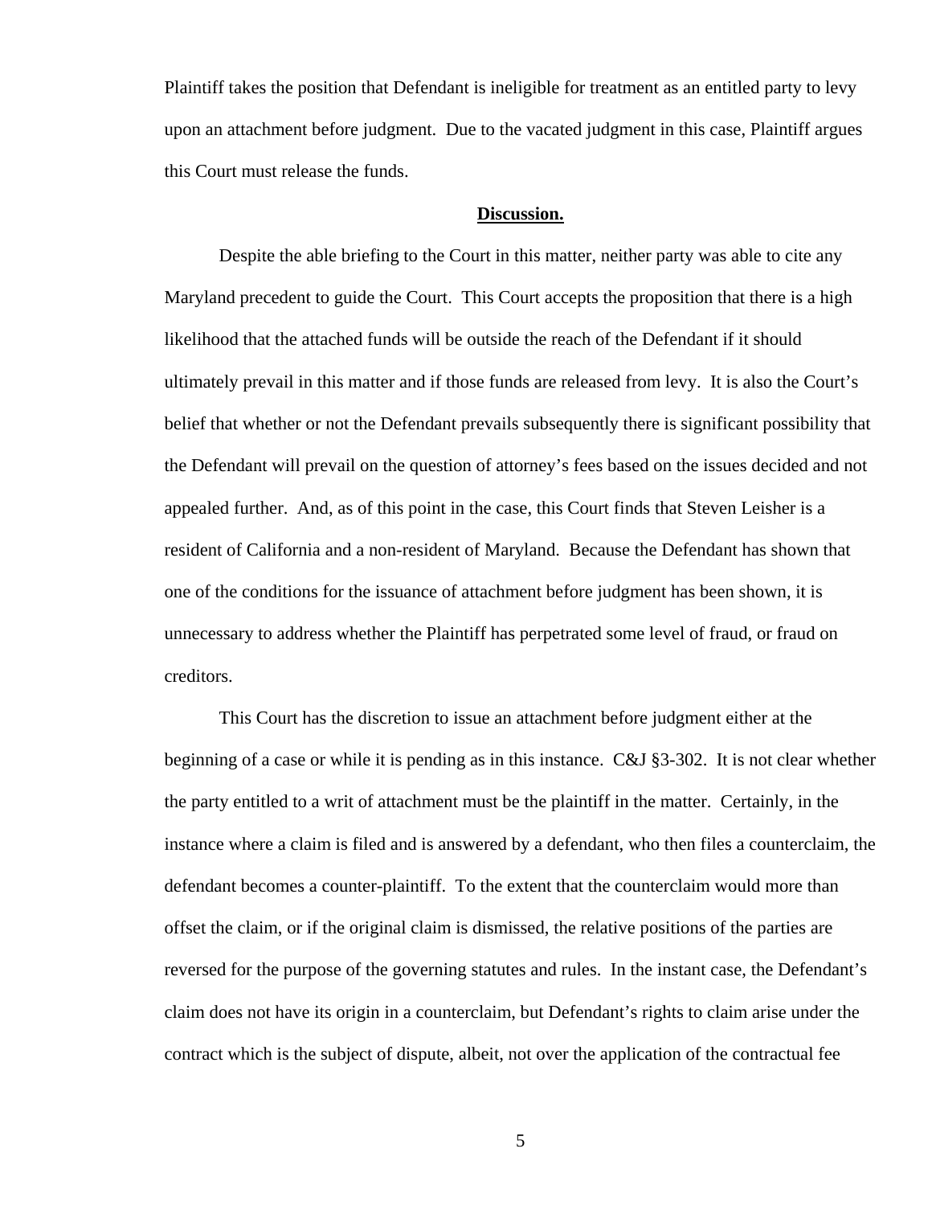Plaintiff takes the position that Defendant is ineligible for treatment as an entitled party to levy upon an attachment before judgment. Due to the vacated judgment in this case, Plaintiff argues this Court must release the funds.

**Discussion.**

Despite the able briefing to the Court in this matter, neither party was able to cite any Maryland precedent to guide the Court. This Court accepts the proposition that there is a high likelihood that the attached funds will be outside the reach of the Defendant if it should ultimately prevail in this matter and if those funds are released from levy. It is also the Court's belief that whether or not the Defendant prevails subsequently there is significant possibility that the Defendant will prevail on the question of attorney's fees based on the issues decided and not appealed further. And, as of this point in the case, this Court finds that Steven Leisher is a resident of California and a non-resident of Maryland. Because the Defendant has shown that one of the conditions for the issuance of attachment before judgment has been shown, it is unnecessary to address whether the Plaintiff has perpetrated some level of fraud, or fraud on creditors.

This Court has the discretion to issue an attachment before judgment either at the beginning of a case or while it is pending as in this instance. C&J §3-302. It is not clear whether the party entitled to a writ of attachment must be the plaintiff in the matter. Certainly, in the instance where a claim is filed and is answered by a defendant, who then files a counterclaim, the defendant becomes a counter-plaintiff. To the extent that the counterclaim would more than offset the claim, or if the original claim is dismissed, the relative positions of the parties are reversed for the purpose of the governing statutes and rules. In the instant case, the Defendant's claim does not have its origin in a counterclaim, but Defendant's rights to claim arise under the contract which is the subject of dispute, albeit, not over the application of the contractual fee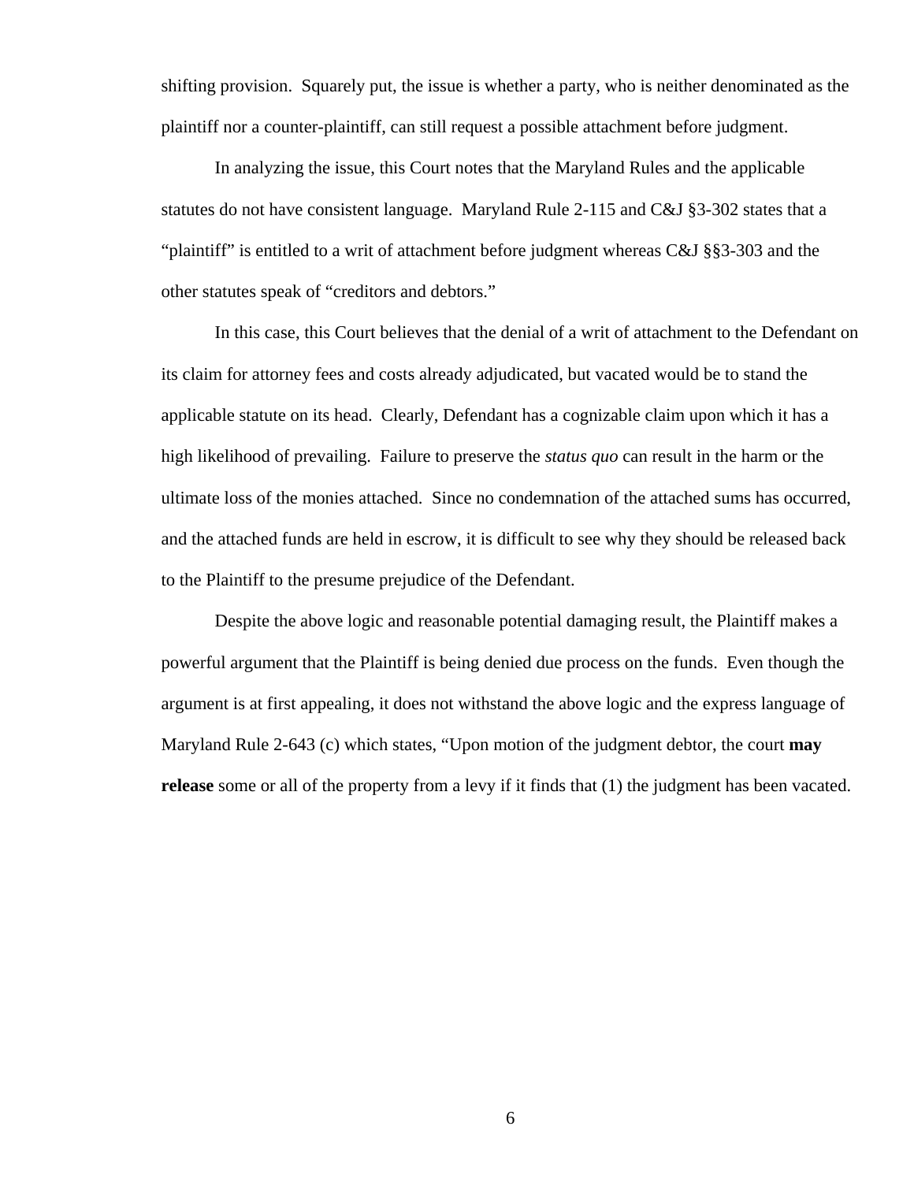shifting provision. Squarely put, the issue is whether a party, who is neither denominated as the plaintiff nor a counter-plaintiff, can still request a possible attachment before judgment.

In analyzing the issue, this Court notes that the Maryland Rules and the applicable statutes do not have consistent language. Maryland Rule 2-115 and C&J §3-302 states that a "plaintiff" is entitled to a writ of attachment before judgment whereas C&J §§3-303 and the other statutes speak of "creditors and debtors."

In this case, this Court believes that the denial of a writ of attachment to the Defendant on its claim for attorney fees and costs already adjudicated, but vacated would be to stand the applicable statute on its head. Clearly, Defendant has a cognizable claim upon which it has a high likelihood of prevailing. Failure to preserve the *status quo* can result in the harm or the ultimate loss of the monies attached. Since no condemnation of the attached sums has occurred, and the attached funds are held in escrow, it is difficult to see why they should be released back to the Plaintiff to the presume prejudice of the Defendant.

Despite the above logic and reasonable potential damaging result, the Plaintiff makes a powerful argument that the Plaintiff is being denied due process on the funds. Even though the argument is at first appealing, it does not withstand the above logic and the express language of Maryland Rule 2-643 (c) which states, "Upon motion of the judgment debtor, the court **may release** some or all of the property from a levy if it finds that (1) the judgment has been vacated.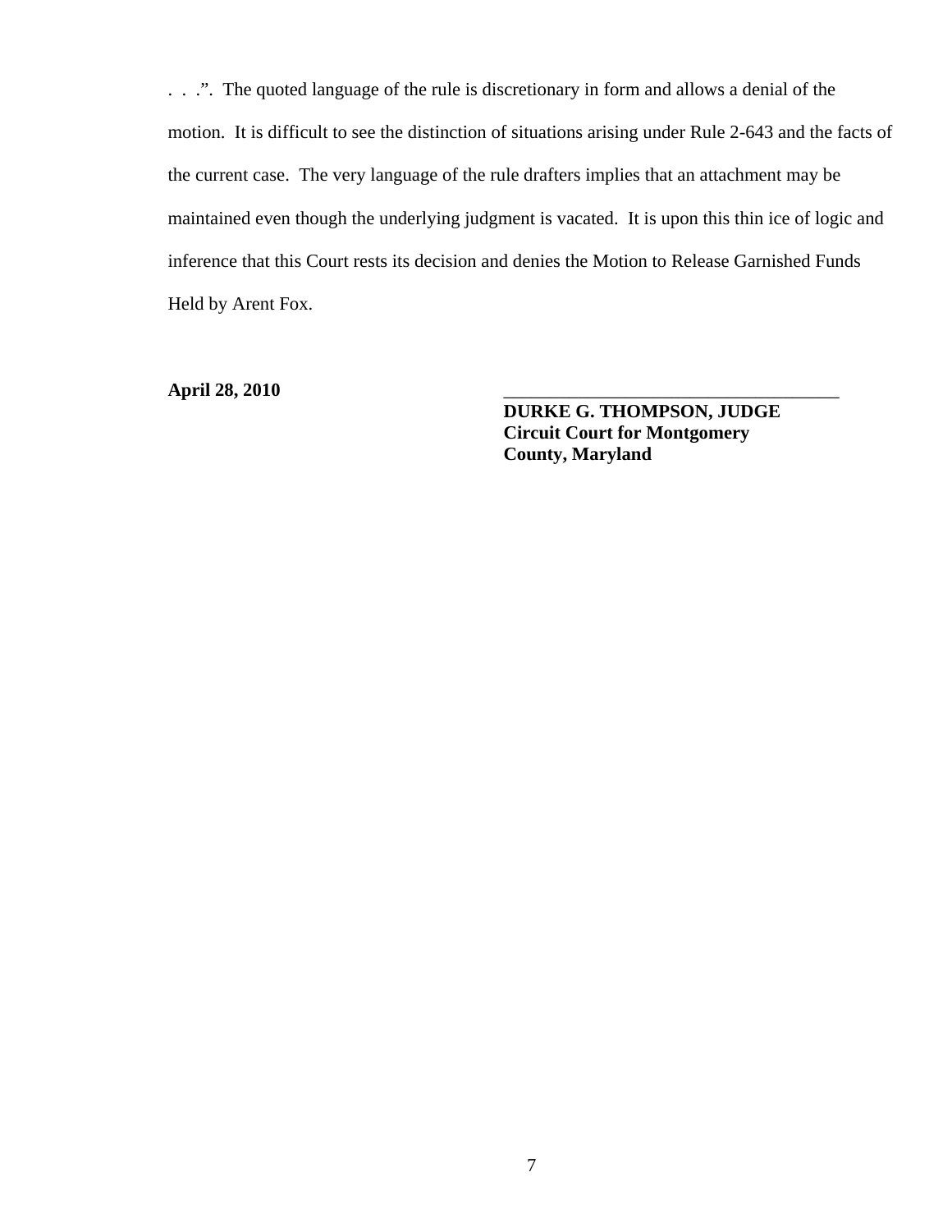. . .". The quoted language of the rule is discretionary in form and allows a denial of the motion. It is difficult to see the distinction of situations arising under Rule 2-643 and the facts of the current case. The very language of the rule drafters implies that an attachment may be maintained even though the underlying judgment is vacated. It is upon this thin ice of logic and inference that this Court rests its decision and denies the Motion to Release Garnished Funds Held by Arent Fox.

**April 28, 2010**

\_\_\_\_\_\_\_\_\_\_\_\_\_\_\_\_\_\_\_\_\_\_\_\_\_\_\_\_\_\_\_\_\_\_\_\_\_\_

**DURKE G. THOMPSON, JUDGE**
**Circuit Court for Montgomery County, Maryland**